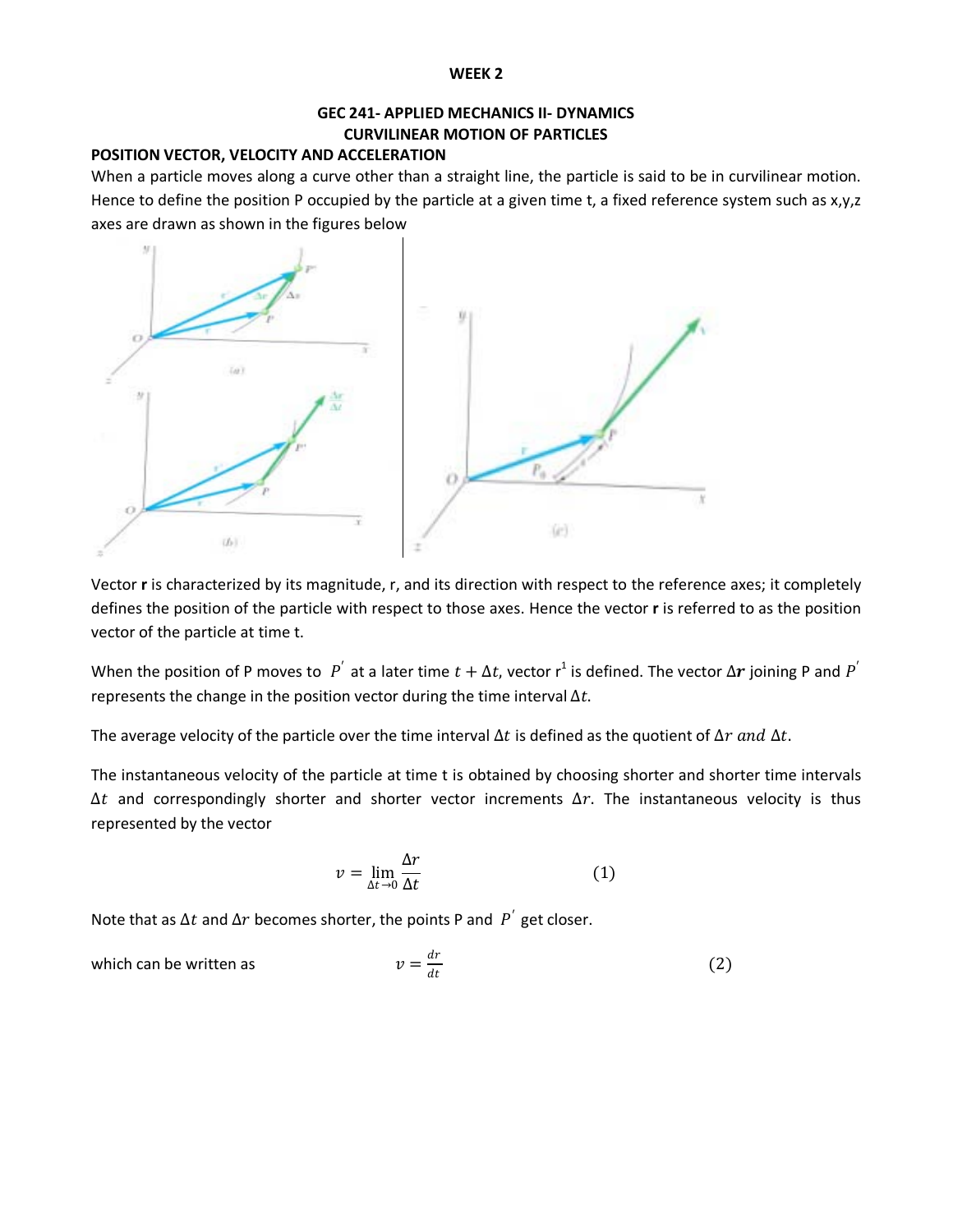**WEEK 2**

**GEC 241- APPLIED MECHANICS II- DYNAMICS**
**CURVILINEAR MOTION OF PARTICLES**

**POSITION VECTOR, VELOCITY AND ACCELERATION**

When a particle moves along a curve other than a straight line, the particle is said to be in curvilinear motion. Hence to define the position P occupied by the particle at a given time t, a fixed reference system such as x,y,z axes are drawn as shown in the figures below

Vector **r** is characterized by its magnitude, r, and its direction with respect to the reference axes; it completely defines the position of the particle with respect to those axes. Hence the vector **r** is referred to as the position vector of the particle at time t.

When the position of P moves to $P^{'}$ at a later time $t + \Delta t$, vector $r^1$ is defined. The vector $\Delta \boldsymbol{r}$ joining P and $P^{'}$ represents the change in the position vector during the time interval $\Delta t$.

The average velocity of the particle over the time interval $\Delta t$ is defined as the quotient of $\Delta r \; and \; \Delta t$.

The instantaneous velocity of the particle at time t is obtained by choosing shorter and shorter time intervals $\Delta t$ and correspondingly shorter and shorter vector increments $\Delta r$. The instantaneous velocity is thus represented by the vector

$$v = \lim_{\Delta t \to 0} \frac{\Delta r}{\Delta t} \qquad (1)$$

Note that as $\Delta t$ and $\Delta r$ becomes shorter, the points P and $P^{'}$ get closer.

which can be written as

$$v = \frac{dr}{dt} \qquad (2)$$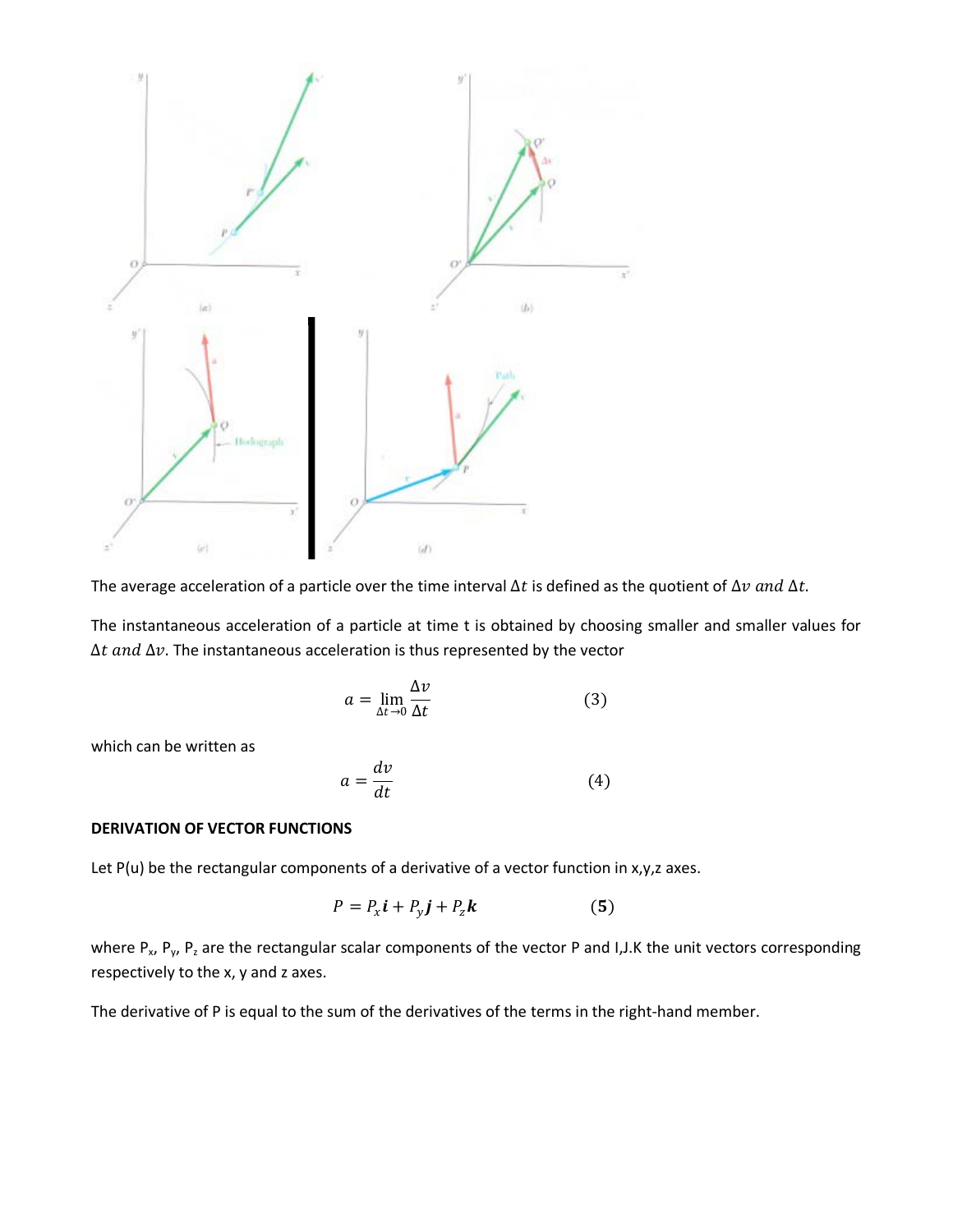The average acceleration of a particle over the time interval $\Delta t$ is defined as the quotient of $\Delta v$ *and* $\Delta t$.

The instantaneous acceleration of a particle at time t is obtained by choosing smaller and smaller values for $\Delta t$ *and* $\Delta v$. The instantaneous acceleration is thus represented by the vector

$$a = \lim_{\Delta t \to 0} \frac{\Delta v}{\Delta t} \qquad (3)$$

which can be written as

$$a = \frac{dv}{dt} \qquad (4)$$

**DERIVATION OF VECTOR FUNCTIONS**

Let P(u) be the rectangular components of a derivative of a vector function in x,y,z axes.

$$P = P_x\boldsymbol{i} + P_y\boldsymbol{j} + P_z\boldsymbol{k} \qquad (\mathbf{5})$$

where $P_x$, $P_y$, $P_z$ are the rectangular scalar components of the vector P and I,J.K the unit vectors corresponding respectively to the x, y and z axes.

The derivative of P is equal to the sum of the derivatives of the terms in the right-hand member.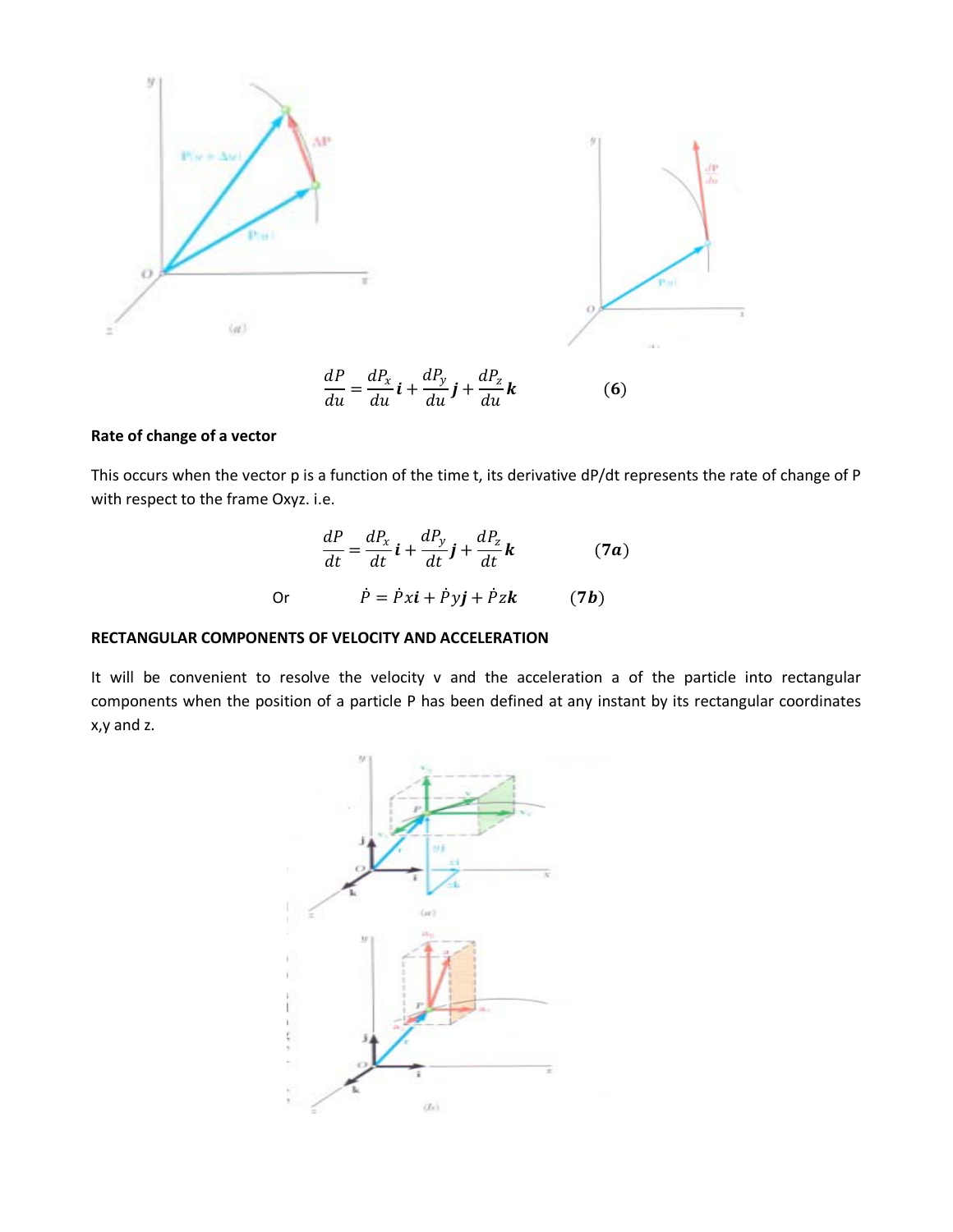$$\frac{dP}{du} = \frac{dP_x}{du}\boldsymbol{i} + \frac{dP_y}{du}\boldsymbol{j} + \frac{dP_z}{du}\boldsymbol{k} \qquad (6)$$

**Rate of change of a vector**

This occurs when the vector p is a function of the time t, its derivative dP/dt represents the rate of change of P with respect to the frame Oxyz. i.e.

$$\frac{dP}{dt} = \frac{dP_x}{dt}\boldsymbol{i} + \frac{dP_y}{dt}\boldsymbol{j} + \frac{dP_z}{dt}\boldsymbol{k} \qquad (7a)$$

Or

$$\dot{P} = \dot{P}x\boldsymbol{i} + \dot{P}y\boldsymbol{j} + \dot{P}z\boldsymbol{k} \qquad (7b)$$

**RECTANGULAR COMPONENTS OF VELOCITY AND ACCELERATION**

It will be convenient to resolve the velocity v and the acceleration a of the particle into rectangular components when the position of a particle P has been defined at any instant by its rectangular coordinates x,y and z.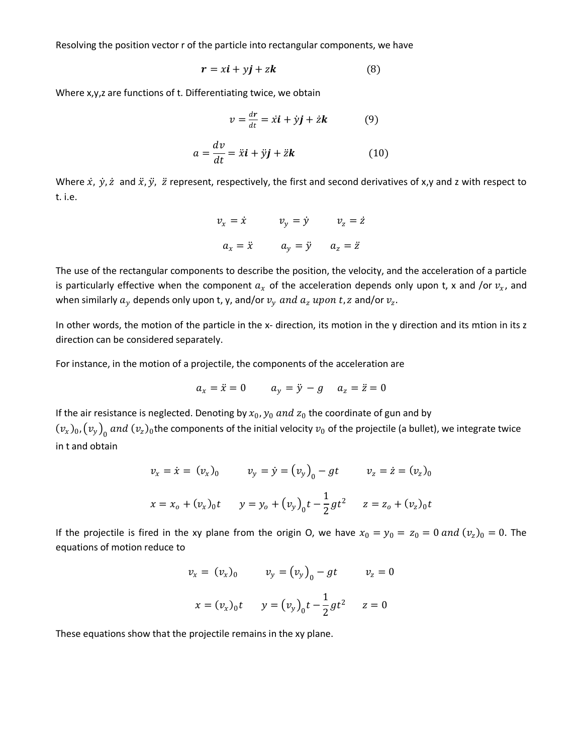Resolving the position vector r of the particle into rectangular components, we have

$$\boldsymbol{r} = x\boldsymbol{i} + y\boldsymbol{j} + z\boldsymbol{k} \qquad (8)$$

Where x,y,z are functions of t. Differentiating twice, we obtain

$$v = \frac{d\boldsymbol{r}}{dt} = \dot{x}\boldsymbol{i} + \dot{y}\boldsymbol{j} + \dot{z}\boldsymbol{k} \qquad (9)$$

$$a = \frac{dv}{dt} = \ddot{x}\boldsymbol{i} + \ddot{y}\boldsymbol{j} + \ddot{z}\boldsymbol{k} \qquad (10)$$

Where $\dot{x}$, $\dot{y}, \dot{z}$ and $\ddot{x}, \ddot{y}$, $\ddot{z}$ represent, respectively, the first and second derivatives of x,y and z with respect to t. i.e.

$$v_x = \dot{x} \qquad v_y = \dot{y} \qquad v_z = \dot{z}$$

$$a_x = \ddot{x} \qquad a_y = \ddot{y} \qquad a_z = \ddot{z}$$

The use of the rectangular components to describe the position, the velocity, and the acceleration of a particle is particularly effective when the component $a_x$ of the acceleration depends only upon t, x and /or $v_x$, and when similarly $a_y$ depends only upon t, y, and/or $v_y$ and $a_z$ upon $t, z$ and/or $v_z$.

In other words, the motion of the particle in the x- direction, its motion in the y direction and its mtion in its z direction can be considered separately.

For instance, in the motion of a projectile, the components of the acceleration are

$$a_x = \ddot{x} = 0 \qquad a_y = \ddot{y} - g \qquad a_z = \ddot{z} = 0$$

If the air resistance is neglected. Denoting by $x_0, y_0$ and $z_0$ the coordinate of gun and by $(v_x)_0, (v_y)_0$ and $(v_z)_0$ the components of the initial velocity $v_0$ of the projectile (a bullet), we integrate twice in t and obtain

$$v_x = \dot{x} = (v_x)_0 \qquad v_y = \dot{y} = (v_y)_0 - gt \qquad v_z = \dot{z} = (v_z)_0$$

$$x = x_o + (v_x)_0 t \qquad y = y_o + (v_y)_0 t - \frac{1}{2}gt^2 \qquad z = z_o + (v_z)_0 t$$

If the projectile is fired in the xy plane from the origin O, we have $x_0 = y_0 = z_0 = 0$ and $(v_z)_0 = 0$. The equations of motion reduce to

$$v_x = (v_x)_0 \qquad v_y = (v_y)_0 - gt \qquad v_z = 0$$

$$x = (v_x)_0 t \qquad y = (v_y)_0 t - \frac{1}{2}gt^2 \qquad z = 0$$

These equations show that the projectile remains in the xy plane.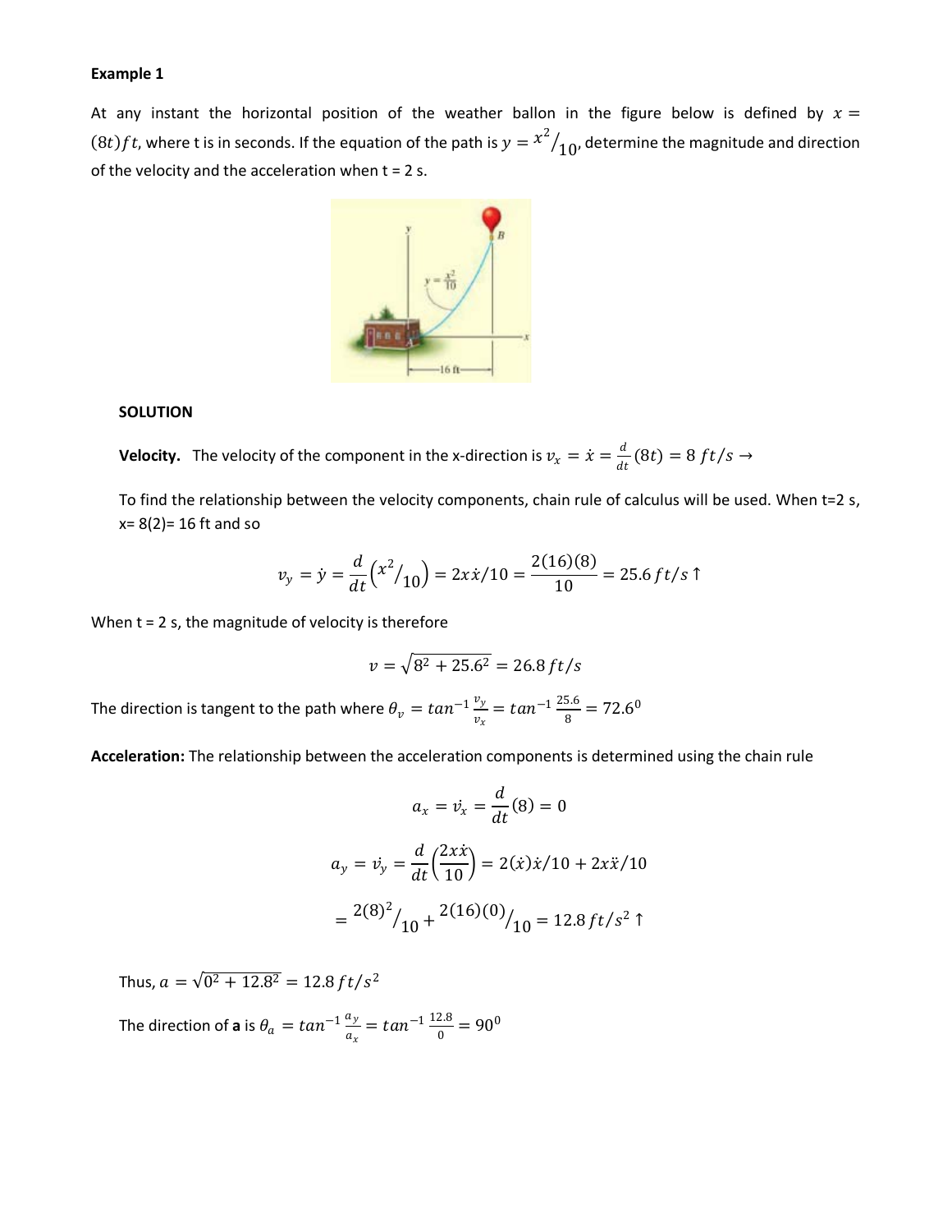**Example 1**

At any instant the horizontal position of the weather ballon in the figure below is defined by $x = (8t) ft$, where t is in seconds. If the equation of the path is $y = x^2/_{10}$, determine the magnitude and direction of the velocity and the acceleration when t = 2 s.

**SOLUTION**

**Velocity.** The velocity of the component in the x-direction is $v_x = \dot{x} = \frac{d}{dt}(8t) = 8\ ft/s \rightarrow$

To find the relationship between the velocity components, chain rule of calculus will be used. When t=2 s, x= 8(2)= 16 ft and so

$$v_y = \dot{y} = \frac{d}{dt}\left(x^2/_{10}\right) = 2x\dot{x}/10 = \frac{2(16)(8)}{10} = 25.6\ ft/s \uparrow$$

When t = 2 s, the magnitude of velocity is therefore

$$v = \sqrt{8^2 + 25.6^2} = 26.8\ ft/s$$

The direction is tangent to the path where $\theta_v = tan^{-1}\frac{v_y}{v_x} = tan^{-1}\frac{25.6}{8} = 72.6^0$

**Acceleration:** The relationship between the acceleration components is determined using the chain rule

$$a_x = \dot{v_x} = \frac{d}{dt}(8) = 0$$

$$a_y = \dot{v_y} = \frac{d}{dt}\left(\frac{2x\dot{x}}{10}\right) = 2(\dot{x})\dot{x}/10 + 2x\ddot{x}/10$$

$$= {2(8)^2}/_{10} + {2(16)(0)}/_{10} = 12.8\ ft/s^2 \uparrow$$

Thus, $a = \sqrt{0^2 + 12.8^2} = 12.8\ ft/s^2$

The direction of **a** is $\theta_a = tan^{-1}\frac{a_y}{a_x} = tan^{-1}\frac{12.8}{0} = 90^0$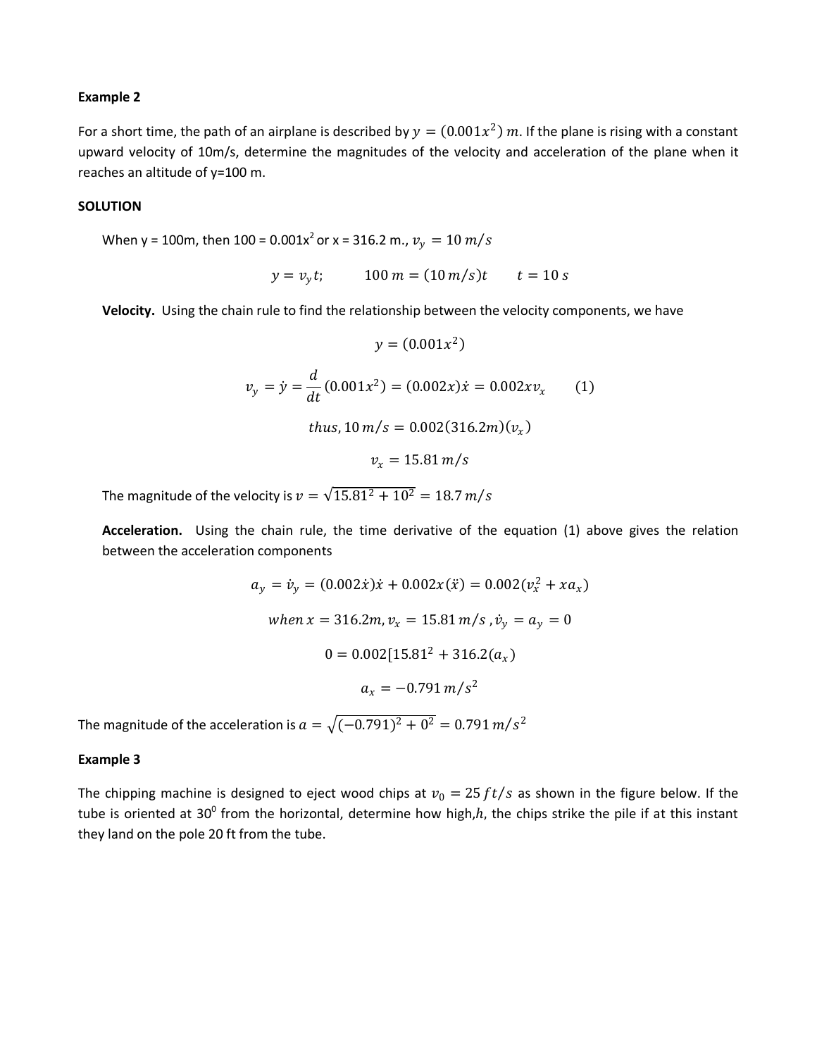**Example 2**

For a short time, the path of an airplane is described by $y = (0.001x^2)\ m$. If the plane is rising with a constant upward velocity of 10m/s, determine the magnitudes of the velocity and acceleration of the plane when it reaches an altitude of y=100 m.

**SOLUTION**

When y = 100m, then 100 = 0.001x$^2$ or x = 316.2 m., $v_y = 10\ m/s$

$$y = v_y t; \qquad 100\ m = (10\ m/s)t \qquad t = 10\ s$$

**Velocity.** Using the chain rule to find the relationship between the velocity components, we have

$$y = (0.001x^2)$$

$$v_y = \dot{y} = \frac{d}{dt}(0.001x^2) = (0.002x)\dot{x} = 0.002xv_x \qquad (1)$$

$$thus, 10\ m/s = 0.002(316.2m)(v_x)$$

$$v_x = 15.81\ m/s$$

The magnitude of the velocity is $v = \sqrt{15.81^2 + 10^2} = 18.7\ m/s$

**Acceleration.** Using the chain rule, the time derivative of the equation (1) above gives the relation between the acceleration components

$$a_y = \dot{v}_y = (0.002\dot{x})\dot{x} + 0.002x(\ddot{x}) = 0.002(v_x^2 + xa_x)$$

$$when\ x = 316.2m, v_x = 15.81\ m/s\ , \dot{v}_y = a_y = 0$$

$$0 = 0.002[15.81^2 + 316.2(a_x)$$

$$a_x = -0.791\ m/s^2$$

The magnitude of the acceleration is $a = \sqrt{(-0.791)^2 + 0^2} = 0.791\ m/s^2$

**Example 3**

The chipping machine is designed to eject wood chips at $v_0 = 25\ ft/s$ as shown in the figure below. If the tube is oriented at 30$^0$ from the horizontal, determine how high,$h$, the chips strike the pile if at this instant they land on the pole 20 ft from the tube.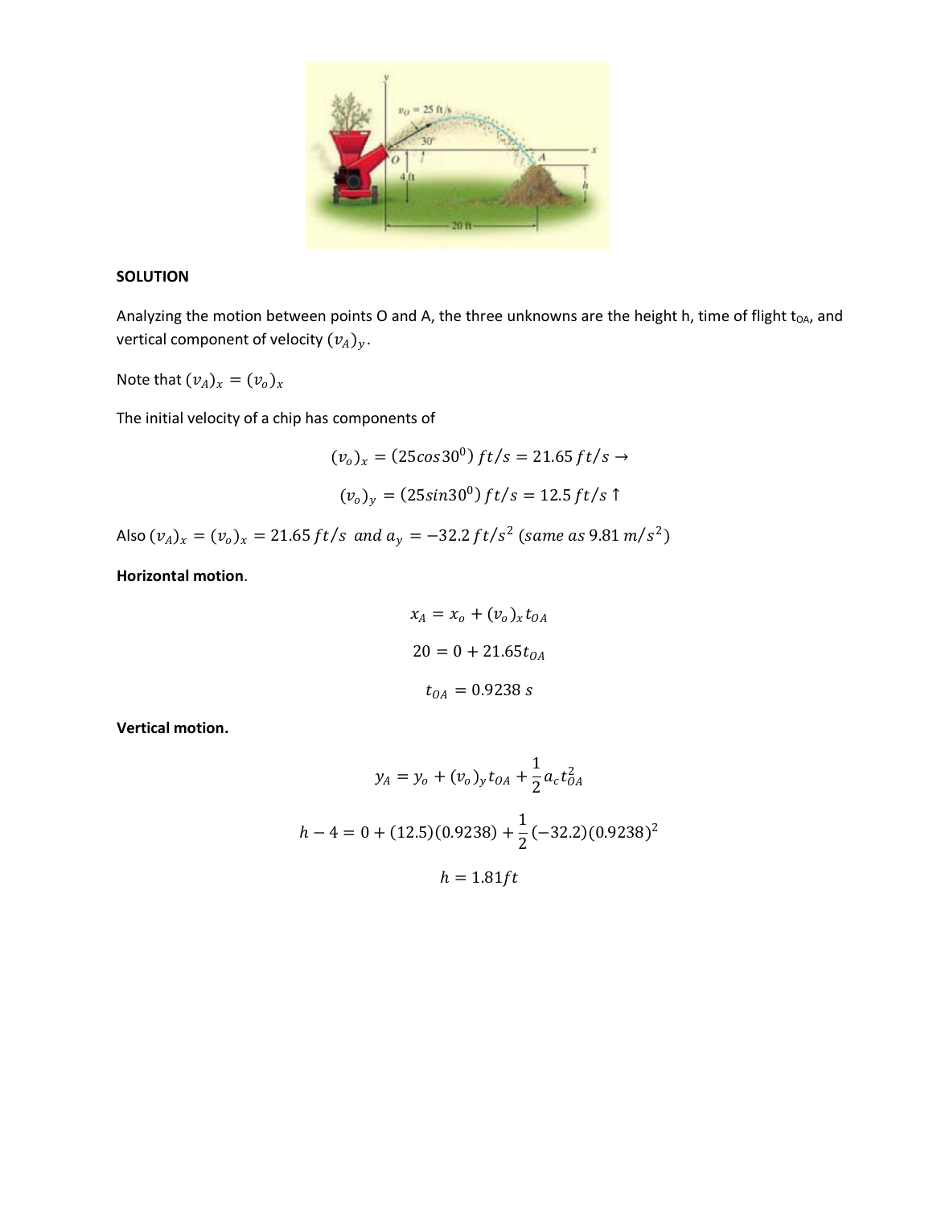**SOLUTION**

Analyzing the motion between points O and A, the three unknowns are the height h, time of flight $t_{OA}$, and vertical component of velocity $(v_A)_y$.

Note that $(v_A)_x = (v_o)_x$

The initial velocity of a chip has components of

$$(v_o)_x = (25cos30^0)\ ft/s = 21.65\ ft/s \rightarrow$$

$$(v_o)_y = (25sin30^0)\ ft/s = 12.5\ ft/s \uparrow$$

Also $(v_A)_x = (v_o)_x = 21.65\ ft/s\ \ and\ a_y = -32.2\ ft/s^2\ (same\ as\ 9.81\ m/s^2)$

**Horizontal motion**.

$$x_A = x_o + (v_o)_x t_{OA}$$

$$20 = 0 + 21.65 t_{OA}$$

$$t_{OA} = 0.9238\ s$$

**Vertical motion.**

$$y_A = y_o + (v_o)_y t_{OA} + \frac{1}{2} a_c t_{OA}^2$$

$$h - 4 = 0 + (12.5)(0.9238) + \frac{1}{2}(-32.2)(0.9238)^2$$

$$h = 1.81 ft$$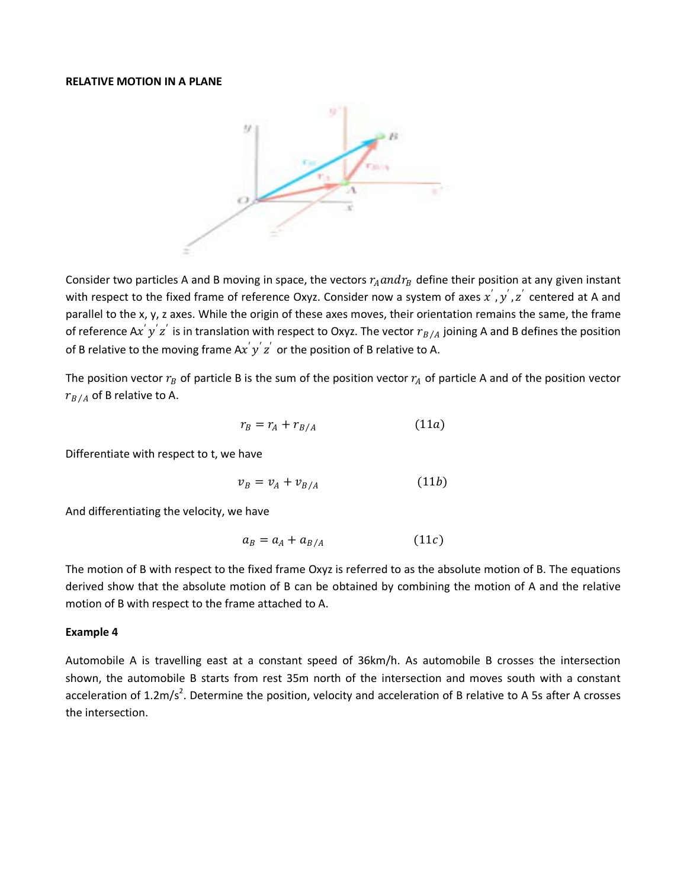**RELATIVE MOTION IN A PLANE**

Consider two particles A and B moving in space, the vectors $r_A and r_B$ define their position at any given instant with respect to the fixed frame of reference Oxyz. Consider now a system of axes $x^{'}, y^{'}, z^{'}$ centered at A and parallel to the x, y, z axes. While the origin of these axes moves, their orientation remains the same, the frame of reference A$x^{'}y^{'}z^{'}$ is in translation with respect to Oxyz. The vector $r_{B/A}$ joining A and B defines the position of B relative to the moving frame A$x^{'}y^{'}z^{'}$ or the position of B relative to A.

The position vector $r_B$ of particle B is the sum of the position vector $r_A$ of particle A and of the position vector $r_{B/A}$ of B relative to A.

$$r_B = r_A + r_{B/A} \qquad (11a)$$

Differentiate with respect to t, we have

$$v_B = v_A + v_{B/A} \qquad (11b)$$

And differentiating the velocity, we have

$$a_B = a_A + a_{B/A} \qquad (11c)$$

The motion of B with respect to the fixed frame Oxyz is referred to as the absolute motion of B. The equations derived show that the absolute motion of B can be obtained by combining the motion of A and the relative motion of B with respect to the frame attached to A.

**Example 4**

Automobile A is travelling east at a constant speed of 36km/h. As automobile B crosses the intersection shown, the automobile B starts from rest 35m north of the intersection and moves south with a constant acceleration of 1.2m/s$^2$. Determine the position, velocity and acceleration of B relative to A 5s after A crosses the intersection.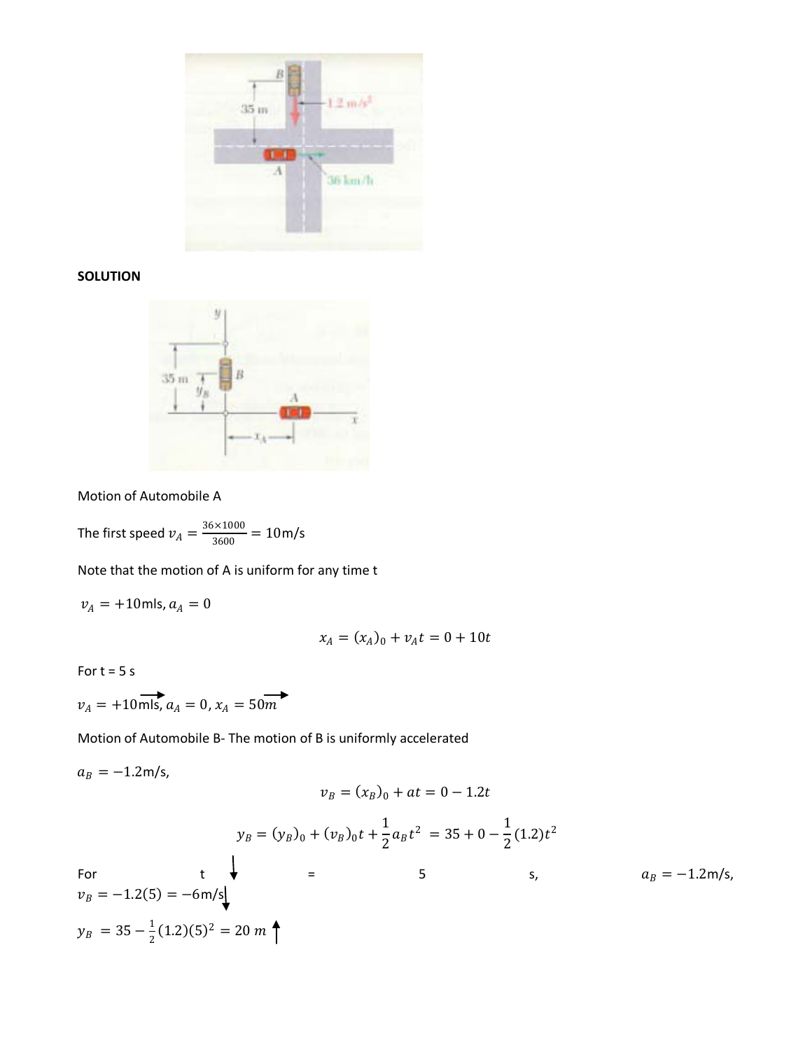**SOLUTION**

Motion of Automobile A

The first speed $v_A = \frac{36 \times 1000}{3600} = 10\text{m/s}$

Note that the motion of A is uniform for any time t

$v_A = +10\text{mls}, a_A = 0$

$$x_A = (x_A)_0 + v_A t = 0 + 10t$$

For t = 5 s

$v_A = +10\text{mls}, a_A = 0, x_A = 50m$

Motion of Automobile B- The motion of B is uniformly accelerated

$a_B = -1.2\text{m/s},$

$$v_B = (x_B)_0 + at = 0 - 1.2t$$

$$y_B = (y_B)_0 + (v_B)_0 t + \frac{1}{2} a_B t^2 = 35 + 0 - \frac{1}{2}(1.2)t^2$$

For t = 5 s, $a_B = -1.2\text{m/s},$ $v_B = -1.2(5) = -6\text{m/s}$

$y_B = 35 - \frac{1}{2}(1.2)(5)^2 = 20\ m$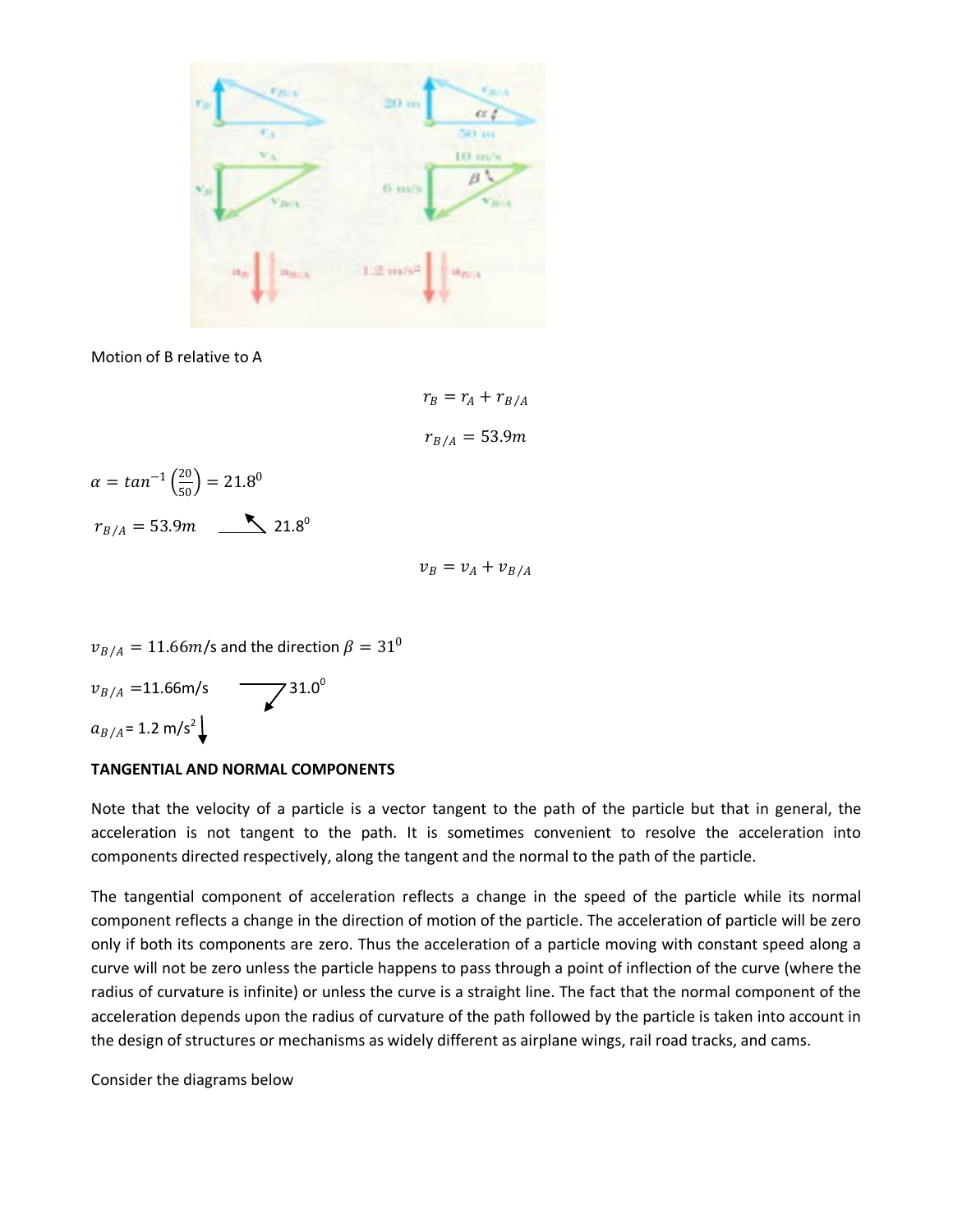Motion of B relative to A

$$r_B = r_A + r_{B/A}$$

$$r_{B/A} = 53.9m$$

$\alpha = tan^{-1}\left(\frac{20}{50}\right) = 21.8^0$

$r_{B/A} = 53.9m$ ↖ $21.8^0$

$$v_B = v_A + v_{B/A}$$

$v_{B/A} = 11.66m/s$ and the direction $\beta = 31^0$

$v_{B/A} = 11.66m/s$ ↙ $31.0^0$

$a_{B/A} = 1.2\ m/s^2$ ↓

**TANGENTIAL AND NORMAL COMPONENTS**

Note that the velocity of a particle is a vector tangent to the path of the particle but that in general, the acceleration is not tangent to the path. It is sometimes convenient to resolve the acceleration into components directed respectively, along the tangent and the normal to the path of the particle.

The tangential component of acceleration reflects a change in the speed of the particle while its normal component reflects a change in the direction of motion of the particle. The acceleration of particle will be zero only if both its components are zero. Thus the acceleration of a particle moving with constant speed along a curve will not be zero unless the particle happens to pass through a point of inflection of the curve (where the radius of curvature is infinite) or unless the curve is a straight line. The fact that the normal component of the acceleration depends upon the radius of curvature of the path followed by the particle is taken into account in the design of structures or mechanisms as widely different as airplane wings, rail road tracks, and cams.

Consider the diagrams below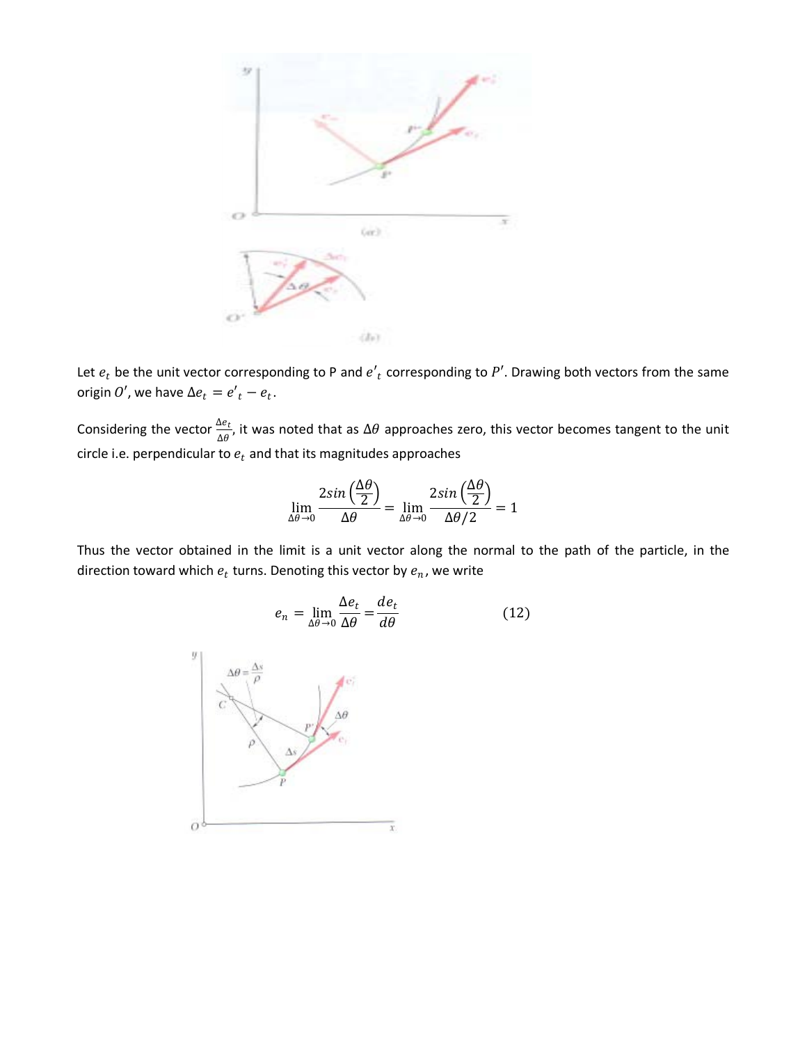Let $e_t$ be the unit vector corresponding to P and $e'_t$ corresponding to $P'$. Drawing both vectors from the same origin $O'$, we have $\Delta e_t = e'_t - e_t$.

Considering the vector $\frac{\Delta e_t}{\Delta \theta}$, it was noted that as $\Delta\theta$ approaches zero, this vector becomes tangent to the unit circle i.e. perpendicular to $e_t$ and that its magnitudes approaches

$$\lim_{\Delta\theta \to 0} \frac{2sin\left(\frac{\Delta\theta}{2}\right)}{\Delta\theta} = \lim_{\Delta\theta \to 0} \frac{2sin\left(\frac{\Delta\theta}{2}\right)}{\Delta\theta/2} = 1$$

Thus the vector obtained in the limit is a unit vector along the normal to the path of the particle, in the direction toward which $e_t$ turns. Denoting this vector by $e_n$, we write

$$e_n = \lim_{\Delta\theta \to 0} \frac{\Delta e_t}{\Delta\theta} = \frac{de_t}{d\theta} \qquad (12)$$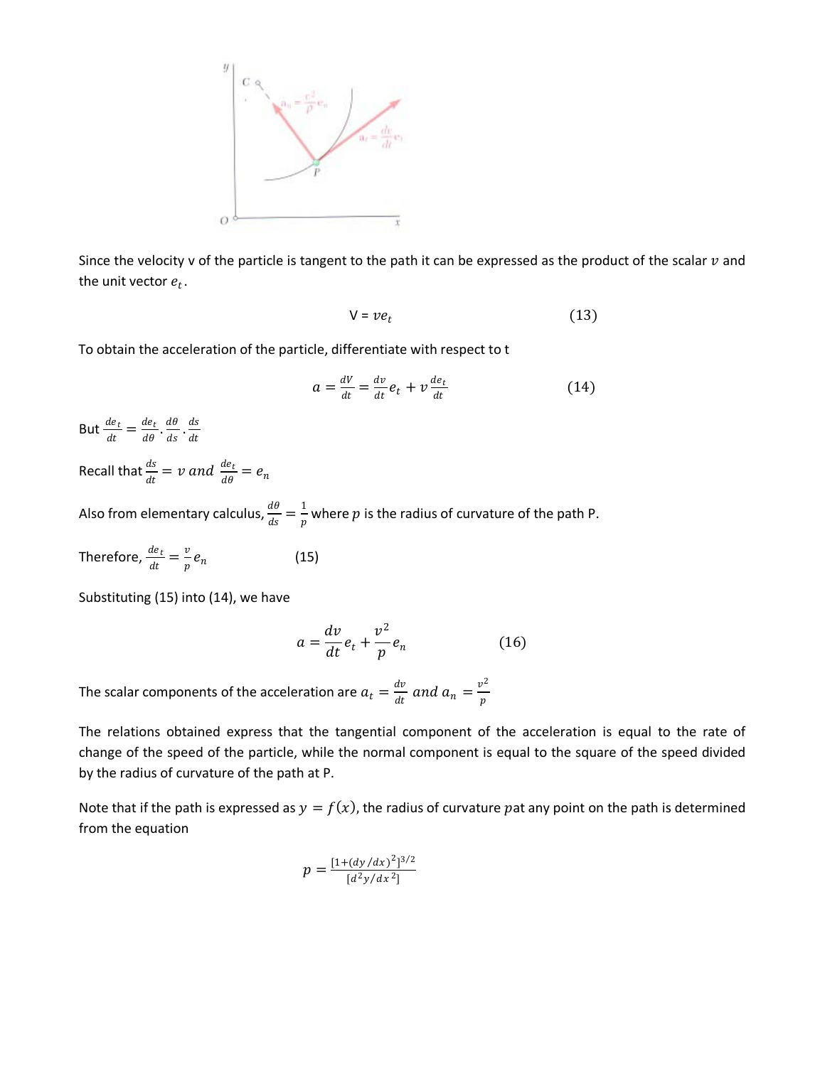Since the velocity v of the particle is tangent to the path it can be expressed as the product of the scalar $v$ and the unit vector $e_t$.

$$V = ve_t \qquad (13)$$

To obtain the acceleration of the particle, differentiate with respect to t

$$a = \frac{dV}{dt} = \frac{dv}{dt}e_t + v\frac{de_t}{dt} \qquad (14)$$

But $\frac{de_t}{dt} = \frac{de_t}{d\theta} \cdot \frac{d\theta}{ds} \cdot \frac{ds}{dt}$

Recall that $\frac{ds}{dt} = v$ and $\frac{de_t}{d\theta} = e_n$

Also from elementary calculus, $\frac{d\theta}{ds} = \frac{1}{p}$ where $p$ is the radius of curvature of the path P.

Therefore, $\frac{de_t}{dt} = \frac{v}{p}e_n \qquad (15)$

Substituting (15) into (14), we have

$$a = \frac{dv}{dt}e_t + \frac{v^2}{p}e_n \qquad (16)$$

The scalar components of the acceleration are $a_t = \frac{dv}{dt}$ and $a_n = \frac{v^2}{p}$

The relations obtained express that the tangential component of the acceleration is equal to the rate of change of the speed of the particle, while the normal component is equal to the square of the speed divided by the radius of curvature of the path at P.

Note that if the path is expressed as $y = f(x)$, the radius of curvature $p$at any point on the path is determined from the equation

$$p = \frac{[1+(dy/dx)^2]^{3/2}}{[d^2y/dx^2]}$$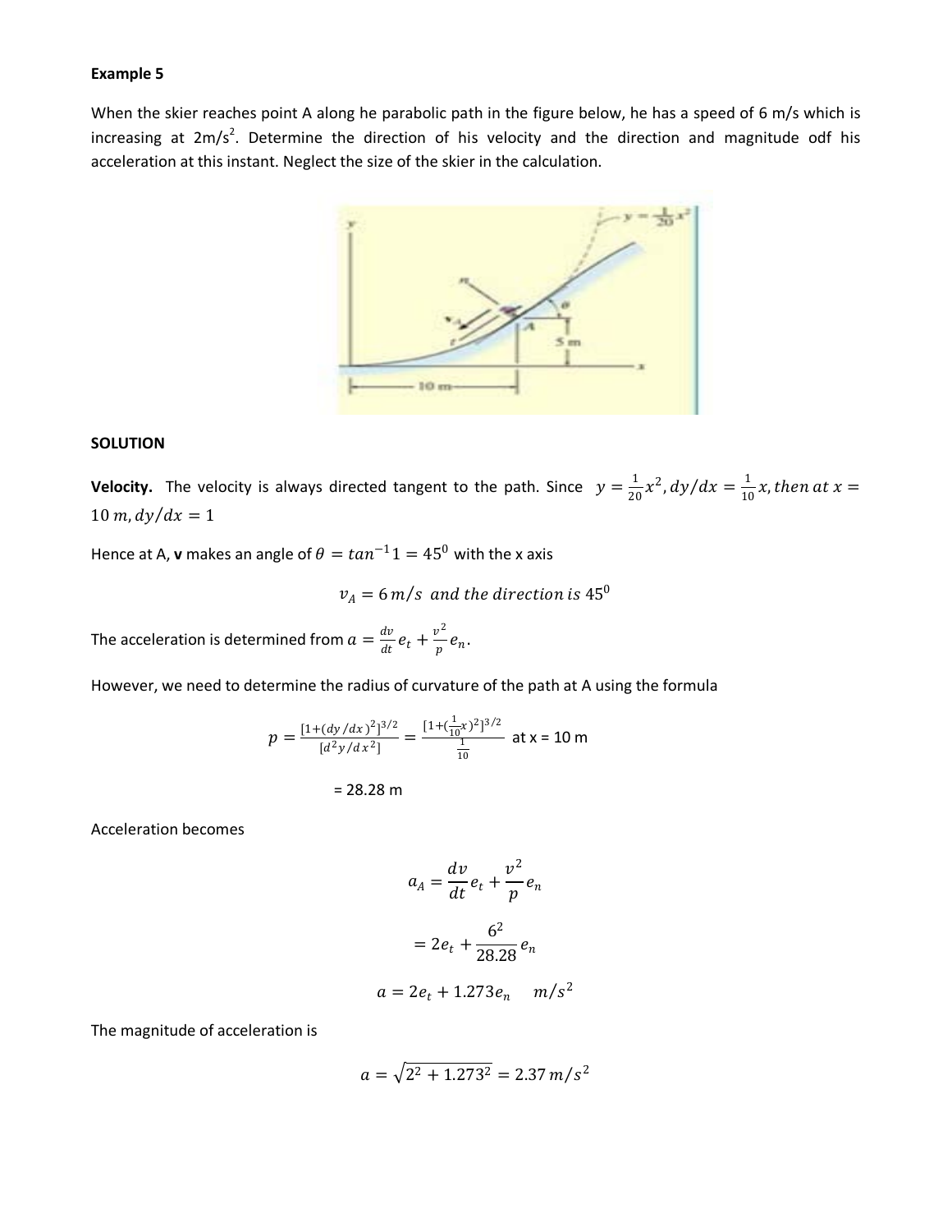**Example 5**

When the skier reaches point A along he parabolic path in the figure below, he has a speed of 6 m/s which is increasing at 2m/s$^2$. Determine the direction of his velocity and the direction and magnitude odf his acceleration at this instant. Neglect the size of the skier in the calculation.

**SOLUTION**

**Velocity.** The velocity is always directed tangent to the path. Since $y = \frac{1}{20}x^2, dy/dx = \frac{1}{10}x$, *then at* $x = 10\ m, dy/dx = 1$

Hence at A, **v** makes an angle of $\theta = tan^{-1}1 = 45^0$ with the x axis

$$v_A = 6\,m/s \text{ and the direction is } 45^0$$

The acceleration is determined from $a = \frac{dv}{dt}e_t + \frac{v^2}{p}e_n$.

However, we need to determine the radius of curvature of the path at A using the formula

$$p = \frac{[1+(dy/dx)^2]^{3/2}}{[d^2y/dx^2]} = \frac{[1+(\frac{1}{10}x)^2]^{3/2}}{\frac{1}{10}} \text{ at x = 10 m}$$

$$= 28.28 \text{ m}$$

Acceleration becomes

$$a_A = \frac{dv}{dt}e_t + \frac{v^2}{p}e_n$$

$$= 2e_t + \frac{6^2}{28.28}e_n$$

$$a = 2e_t + 1.273e_n \quad m/s^2$$

The magnitude of acceleration is

$$a = \sqrt{2^2 + 1.273^2} = 2.37\,m/s^2$$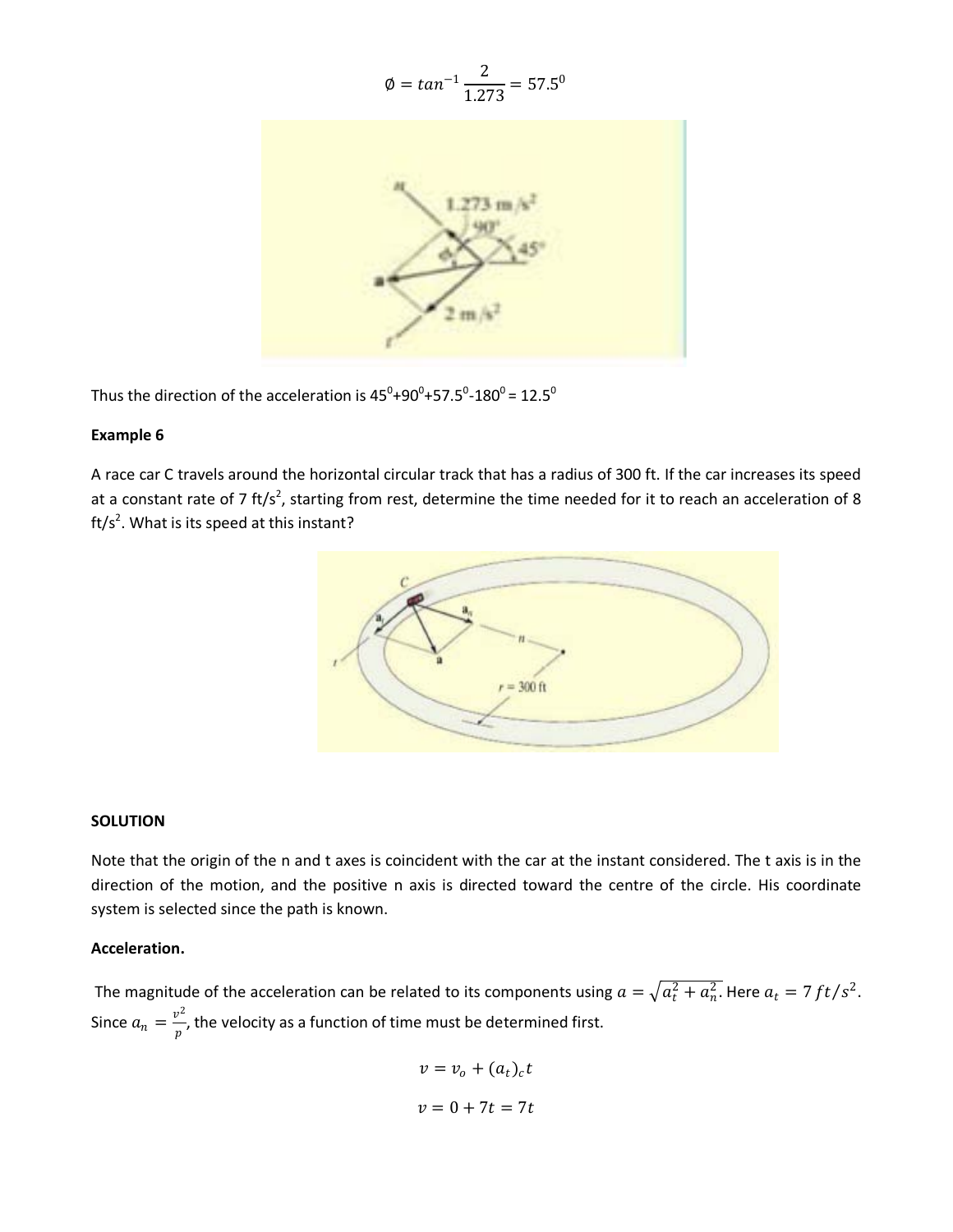$$\emptyset = tan^{-1}\frac{2}{1.273} = 57.5^0$$

Thus the direction of the acceleration is $45^0+90^0+57.5^0-180^0 = 12.5^0$

**Example 6**

A race car C travels around the horizontal circular track that has a radius of 300 ft. If the car increases its speed at a constant rate of 7 ft/s$^2$, starting from rest, determine the time needed for it to reach an acceleration of 8 ft/s$^2$. What is its speed at this instant?

**SOLUTION**

Note that the origin of the n and t axes is coincident with the car at the instant considered. The t axis is in the direction of the motion, and the positive n axis is directed toward the centre of the circle. His coordinate system is selected since the path is known.

**Acceleration.**

The magnitude of the acceleration can be related to its components using $a = \sqrt{a_t^2 + a_n^2}$. Here $a_t = 7\,ft/s^2$. Since $a_n = \frac{v^2}{p}$, the velocity as a function of time must be determined first.

$$v = v_o + (a_t)_c t$$

$$v = 0 + 7t = 7t$$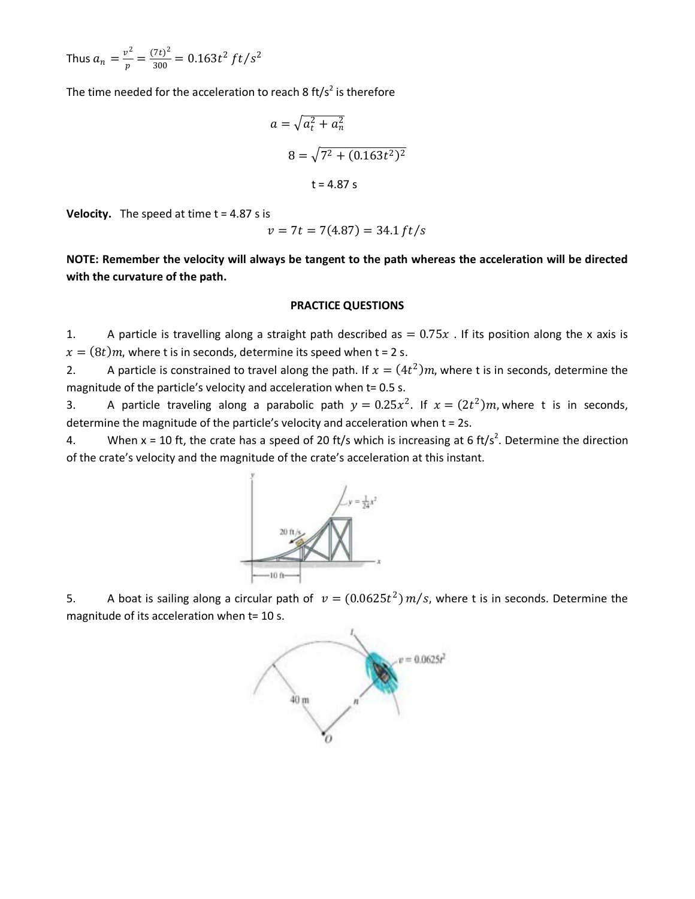Thus $a_n = \frac{v^2}{p} = \frac{(7t)^2}{300} = 0.163t^2\ ft/s^2$

The time needed for the acceleration to reach 8 ft/s$^2$ is therefore

$$a = \sqrt{a_t^2 + a_n^2}$$

$$8 = \sqrt{7^2 + (0.163t^2)^2}$$

$$t = 4.87 \text{ s}$$

**Velocity.** The speed at time t = 4.87 s is

$$v = 7t = 7(4.87) = 34.1\ ft/s$$

**NOTE: Remember the velocity will always be tangent to the path whereas the acceleration will be directed with the curvature of the path.**

**PRACTICE QUESTIONS**

1. A particle is travelling along a straight path described as $= 0.75x$ . If its position along the x axis is $x = (8t)m$, where t is in seconds, determine its speed when t = 2 s.
2. A particle is constrained to travel along the path. If $x = (4t^2)m$, where t is in seconds, determine the magnitude of the particle's velocity and acceleration when t= 0.5 s.
3. A particle traveling along a parabolic path $y = 0.25x^2$. If $x = (2t^2)m$, where t is in seconds, determine the magnitude of the particle's velocity and acceleration when t = 2s.
4. When x = 10 ft, the crate has a speed of 20 ft/s which is increasing at 6 ft/s$^2$. Determine the direction of the crate's velocity and the magnitude of the crate's acceleration at this instant.

y

$y = \frac{1}{24}x^2$

20 ft/s

x

10 ft

5. A boat is sailing along a circular path of $v = (0.0625t^2)\ m/s$, where t is in seconds. Determine the magnitude of its acceleration when t= 10 s.

t

$v = 0.0625t^2$

40 m

n

O